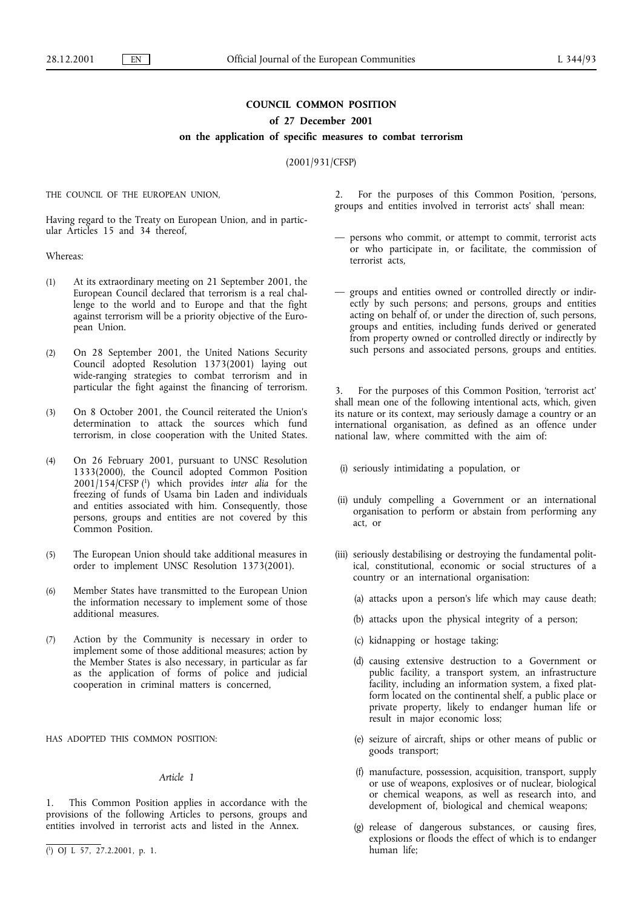# COUNCIL COMMON POSITION

## of 27 December 2001

## on the application of specific measures to combat terrorism

(2001/931/CFSP)

THE COUNCIL OF THE EUROPEAN UNION,

Having regard to the Treaty on European Union, and in particular Articles 15 and 34 thereof,

Whereas:

(1) At its extraordinary meeting on 21 September 2001, the European Council declared that terrorism is a real challenge to the world and to Europe and that the fight against terrorism will be a priority objective of the European Union.

(2) On 28 September 2001, the United Nations Security Council adopted Resolution 1373(2001) laying out wide-ranging strategies to combat terrorism and in particular the fight against the financing of terrorism.

(3) On 8 October 2001, the Council reiterated the Union's determination to attack the sources which fund terrorism, in close cooperation with the United States.

(4) On 26 February 2001, pursuant to UNSC Resolution 1333(2000), the Council adopted Common Position 2001/154/CFSP [1] which provides *inter alia* for the freezing of funds of Usama bin Laden and individuals and entities associated with him. Consequently, those persons, groups and entities are not covered by this Common Position.

(5) The European Union should take additional measures in order to implement UNSC Resolution 1373(2001).

(6) Member States have transmitted to the European Union the information necessary to implement some of those additional measures.

(7) Action by the Community is necessary in order to implement some of those additional measures; action by the Member States is also necessary, in particular as far as the application of forms of police and judicial cooperation in criminal matters is concerned,

HAS ADOPTED THIS COMMON POSITION:

### *Article 1*

1. This Common Position applies in accordance with the provisions of the following Articles to persons, groups and entities involved in terrorist acts and listed in the Annex.

2. For the purposes of this Common Position, 'persons, groups and entities involved in terrorist acts' shall mean:

— persons who commit, or attempt to commit, terrorist acts or who participate in, or facilitate, the commission of terrorist acts,

— groups and entities owned or controlled directly or indirectly by such persons; and persons, groups and entities acting on behalf of, or under the direction of, such persons, groups and entities, including funds derived or generated from property owned or controlled directly or indirectly by such persons and associated persons, groups and entities.

3. For the purposes of this Common Position, 'terrorist act' shall mean one of the following intentional acts, which, given its nature or its context, may seriously damage a country or an international organisation, as defined as an offence under national law, where committed with the aim of:

(i) seriously intimidating a population, or

(ii) unduly compelling a Government or an international organisation to perform or abstain from performing any act, or

(iii) seriously destabilising or destroying the fundamental political, constitutional, economic or social structures of a country or an international organisation:

(a) attacks upon a person's life which may cause death;

(b) attacks upon the physical integrity of a person;

(c) kidnapping or hostage taking;

(d) causing extensive destruction to a Government or public facility, a transport system, an infrastructure facility, including an information system, a fixed platform located on the continental shelf, a public place or private property, likely to endanger human life or result in major economic loss;

(e) seizure of aircraft, ships or other means of public or goods transport;

(f) manufacture, possession, acquisition, transport, supply or use of weapons, explosives or of nuclear, biological or chemical weapons, as well as research into, and development of, biological and chemical weapons;

(g) release of dangerous substances, or causing fires, explosions or floods the effect of which is to endanger human life;

[1] OJ L 57, 27.2.2001, p. 1.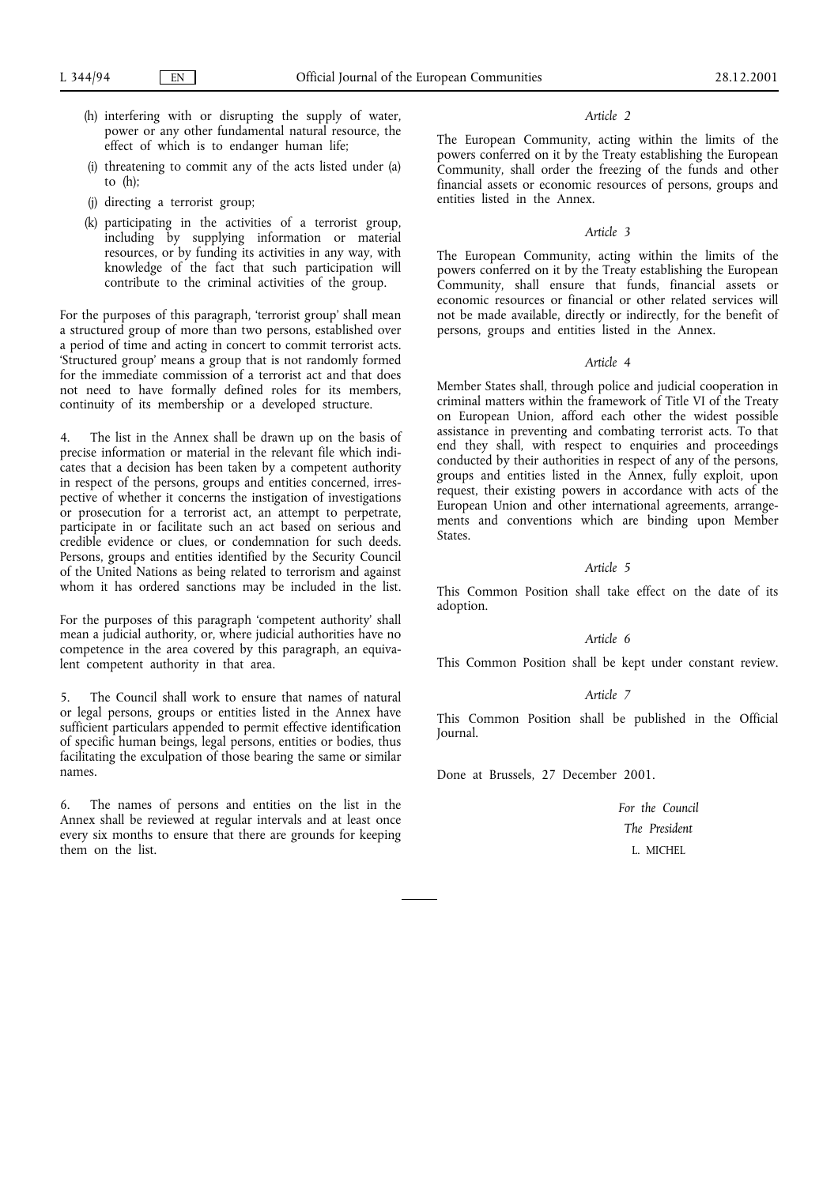(h) interfering with or disrupting the supply of water, power or any other fundamental natural resource, the effect of which is to endanger human life;

(i) threatening to commit any of the acts listed under (a) to (h);

(j) directing a terrorist group;

(k) participating in the activities of a terrorist group, including by supplying information or material resources, or by funding its activities in any way, with knowledge of the fact that such participation will contribute to the criminal activities of the group.

For the purposes of this paragraph, 'terrorist group' shall mean a structured group of more than two persons, established over a period of time and acting in concert to commit terrorist acts. 'Structured group' means a group that is not randomly formed for the immediate commission of a terrorist act and that does not need to have formally defined roles for its members, continuity of its membership or a developed structure.

4. The list in the Annex shall be drawn up on the basis of precise information or material in the relevant file which indicates that a decision has been taken by a competent authority in respect of the persons, groups and entities concerned, irrespective of whether it concerns the instigation of investigations or prosecution for a terrorist act, an attempt to perpetrate, participate in or facilitate such an act based on serious and credible evidence or clues, or condemnation for such deeds. Persons, groups and entities identified by the Security Council of the United Nations as being related to terrorism and against whom it has ordered sanctions may be included in the list.

For the purposes of this paragraph 'competent authority' shall mean a judicial authority, or, where judicial authorities have no competence in the area covered by this paragraph, an equivalent competent authority in that area.

5. The Council shall work to ensure that names of natural or legal persons, groups or entities listed in the Annex have sufficient particulars appended to permit effective identification of specific human beings, legal persons, entities or bodies, thus facilitating the exculpation of those bearing the same or similar names.

6. The names of persons and entities on the list in the Annex shall be reviewed at regular intervals and at least once every six months to ensure that there are grounds for keeping them on the list.

*Article 2*

The European Community, acting within the limits of the powers conferred on it by the Treaty establishing the European Community, shall order the freezing of the funds and other financial assets or economic resources of persons, groups and entities listed in the Annex.

*Article 3*

The European Community, acting within the limits of the powers conferred on it by the Treaty establishing the European Community, shall ensure that funds, financial assets or economic resources or financial or other related services will not be made available, directly or indirectly, for the benefit of persons, groups and entities listed in the Annex.

*Article 4*

Member States shall, through police and judicial cooperation in criminal matters within the framework of Title VI of the Treaty on European Union, afford each other the widest possible assistance in preventing and combating terrorist acts. To that end they shall, with respect to enquiries and proceedings conducted by their authorities in respect of any of the persons, groups and entities listed in the Annex, fully exploit, upon request, their existing powers in accordance with acts of the European Union and other international agreements, arrangements and conventions which are binding upon Member States.

*Article 5*

This Common Position shall take effect on the date of its adoption.

*Article 6*

This Common Position shall be kept under constant review.

*Article 7*

This Common Position shall be published in the Official Journal.

Done at Brussels, 27 December 2001.

*For the Council*

*The President*

L. MICHEL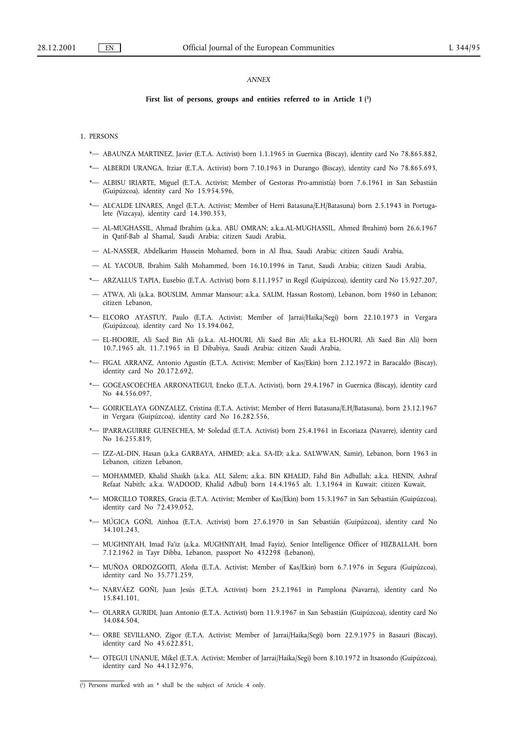*ANNEX*

**First list of persons, groups and entities referred to in Article 1 ([1])**

1. PERSONS

*— ABAUNZA MARTINEZ, Javier (E.T.A. Activist) born 1.1.1965 in Guernica (Biscay), identity card No 78.865.882,

*— ALBERDI URANGA, Itziar (E.T.A. Activist) born 7.10.1963 in Durango (Biscay), identity card No 78.865.693,

*— ALBISU IRIARTE, Miguel (E.T.A. Activist; Member of Gestoras Pro-amnistía) born 7.6.1961 in San Sebastián (Guipúzcoa), identity card No 15.954.596,

*— ALCALDE LINARES, Angel (E.T.A. Activist; Member of Herri Batasuna/E.H/Batasuna) born 2.5.1943 in Portugalete (Vizcaya), identity card 14.390.353,

— AL-MUGHASSIL, Ahmad Ibrahim (a.k.a. ABU OMRAN; a.k.a.AL-MUGHASSIL, Ahmed Ibrahim) born 26.6.1967 in Qatif-Bab al Shamal, Saudi Arabia; citizen Saudi Arabia,

— AL-NASSER, Abdelkarim Hussein Mohamed, born in Al Ihsa, Saudi Arabia; citizen Saudi Arabia,

— AL YACOUB, Ibrahim Salih Mohammed, born 16.10.1996 in Tarut, Saudi Arabia; citizen Saudi Arabia,

*— ARZALLUS TAPIA, Eusebio (E.T.A. Activist) born 8.11.1957 in Regil (Guipúzcoa), identity card No 15.927.207,

— ATWA, Ali (a.k.a. BOUSLIM, Ammar Mansour; a.k.a. SALIM, Hassan Rostom), Lebanon, born 1960 in Lebanon; citizen Lebanon,

*— ELCORO AYASTUY, Paulo (E.T.A. Activist; Member of Jarrai/Haika/Segi) born 22.10.1973 in Vergara (Guipúzcoa), identity card No 15.394.062,

— EL-HOORIE, Ali Saed Bin Ali (a.k.a. AL-HOURI, Ali Saed Bin Ali; a.k.a EL-HOURI, Ali Saed Bin Ali) born 10.7.1965 alt. 11.7.1965 in El Dibabiya, Saudi Arabia; citizen Saudi Arabia,

*— FIGAL ARRANZ, Antonio Agustín (E.T.A. Activist; Member of Kas/Ekin) born 2.12.1972 in Baracaldo (Biscay), identity card No 20.172.692,

*— GOGEASCOECHEA ARRONATEGUI, Eneko (E.T.A. Activist), born 29.4.1967 in Guernica (Biscay), identity card No 44.556.097,

*— GOIRICELAYA GONZALEZ, Cristina (E.T.A. Activist; Member of Herri Batasuna/E.H/Batasuna), born 23.12.1967 in Vergara (Guipúzcoa), identity card No 16.282.556,

*— IPARRAGUIRRE GUENECHEA, Mª Soledad (E.T.A. Activist) born 25.4.1961 in Escoriaza (Navarre), identity card No 16.255.819,

— IZZ-AL-DIN, Hasan (a.k.a GARBAYA, AHMED; a.k.a. SA-ID; a.k.a. SALWWAN, Samir), Lebanon, born 1963 in Lebanon, citizen Lebanon,

— MOHAMMED, Khalid Shaikh (a.k.a. ALI, Salem; a.k.a. BIN KHALID, Fahd Bin Adballah; a.k.a. HENIN, Ashraf Refaat Nabith; a.k.a. WADOOD, Khalid Adbul) born 14.4.1965 alt. 1.3.1964 in Kuwait; citizen Kuwait,

*— MORCILLO TORRES, Gracia (E.T.A. Activist; Member of Kas/Ekin) born 15.3.1967 in San Sebastián (Guipúzcoa), identity card No 72.439.052,

*— MÚGICA GOÑI, Ainhoa (E.T.A. Activist) born 27.6.1970 in San Sebastián (Guipúzcoa), identity card No 34.101.243,

— MUGHNIYAH, Imad Fa'iz (a.k.a. MUGHNIYAH, Imad Fayiz), Senior Intelligence Officer of HIZBALLAH, born 7.12.1962 in Tayr Dibba, Lebanon, passport No 432298 (Lebanon),

*— MUÑOA ORDOZGOITI, Aloña (E.T.A. Activist; Member of Kas/Ekin) born 6.7.1976 in Segura (Guipúzcoa), identity card No 35.771.259,

*— NARVÁEZ GOÑI, Juan Jesús (E.T.A. Activist) born 23.2.1961 in Pamplona (Navarra), identity card No 15.841.101,

*— OLARRA GURIDI, Juan Antonio (E.T.A. Activist) born 11.9.1967 in San Sebastián (Guipúzcoa), identity card No 34.084.504,

*— ORBE SEVILLANO, Zigor (E.T.A. Activist; Member of Jarrai/Haika/Segi) born 22.9.1975 in Basauri (Biscay), identity card No 45.622.851,

*— OTEGUI UNANUE, Mikel (E.T.A. Activist; Member of Jarrai/Haika/Segi) born 8.10.1972 in Itsasondo (Guipúzcoa), identity card No 44.132.976,

[1] Persons marked with an * shall be the subject of Article 4 only.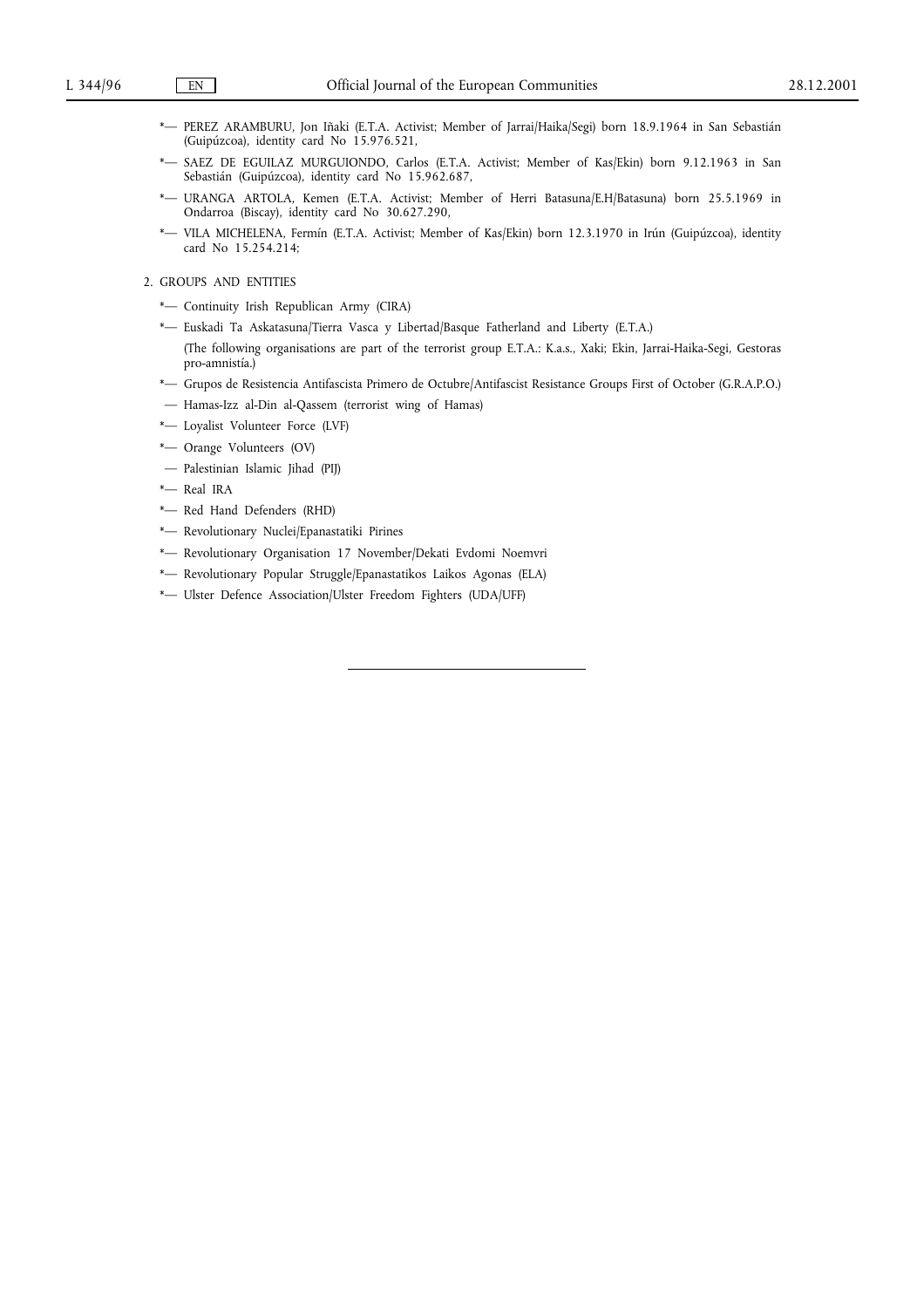*— PEREZ ARAMBURU, Jon Iñaki (E.T.A. Activist; Member of Jarrai/Haika/Segi) born 18.9.1964 in San Sebastián (Guipúzcoa), identity card No 15.976.521,

*— SAEZ DE EGUILAZ MURGUIONDO, Carlos (E.T.A. Activist; Member of Kas/Ekin) born 9.12.1963 in San Sebastián (Guipúzcoa), identity card No 15.962.687,

*— URANGA ARTOLA, Kemen (E.T.A. Activist; Member of Herri Batasuna/E.H/Batasuna) born 25.5.1969 in Ondarroa (Biscay), identity card No 30.627.290,

*— VILA MICHELENA, Fermín (E.T.A. Activist; Member of Kas/Ekin) born 12.3.1970 in Irún (Guipúzcoa), identity card No 15.254.214;

2. GROUPS AND ENTITIES

*— Continuity Irish Republican Army (CIRA)

*— Euskadi Ta Askatasuna/Tierra Vasca y Libertad/Basque Fatherland and Liberty (E.T.A.)

(The following organisations are part of the terrorist group E.T.A.: K.a.s., Xaki; Ekin, Jarrai-Haika-Segi, Gestoras pro-amnistía.)

*— Grupos de Resistencia Antifascista Primero de Octubre/Antifascist Resistance Groups First of October (G.R.A.P.O.)

— Hamas-Izz al-Din al-Qassem (terrorist wing of Hamas)

*— Loyalist Volunteer Force (LVF)

*— Orange Volunteers (OV)

— Palestinian Islamic Jihad (PIJ)

*— Real IRA

*— Red Hand Defenders (RHD)

*— Revolutionary Nuclei/Epanastatiki Pirines

*— Revolutionary Organisation 17 November/Dekati Evdomi Noemvri

*— Revolutionary Popular Struggle/Epanastatikos Laikos Agonas (ELA)

*— Ulster Defence Association/Ulster Freedom Fighters (UDA/UFF)